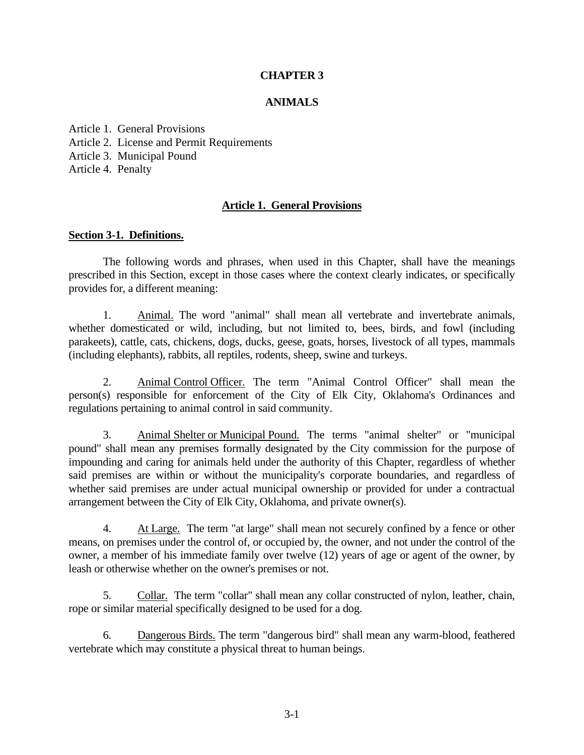# CHAPTER 3

# ANIMALS

Article 1. General Provisions
Article 2. License and Permit Requirements
Article 3. Municipal Pound
Article 4. Penalty

## Article 1. General Provisions

### Section 3-1. Definitions.

The following words and phrases, when used in this Chapter, shall have the meanings prescribed in this Section, except in those cases where the context clearly indicates, or specifically provides for, a different meaning:

1. Animal. The word "animal" shall mean all vertebrate and invertebrate animals, whether domesticated or wild, including, but not limited to, bees, birds, and fowl (including parakeets), cattle, cats, chickens, dogs, ducks, geese, goats, horses, livestock of all types, mammals (including elephants), rabbits, all reptiles, rodents, sheep, swine and turkeys.

2. Animal Control Officer. The term "Animal Control Officer" shall mean the person(s) responsible for enforcement of the City of Elk City, Oklahoma's Ordinances and regulations pertaining to animal control in said community.

3. Animal Shelter or Municipal Pound. The terms "animal shelter" or "municipal pound" shall mean any premises formally designated by the City commission for the purpose of impounding and caring for animals held under the authority of this Chapter, regardless of whether said premises are within or without the municipality's corporate boundaries, and regardless of whether said premises are under actual municipal ownership or provided for under a contractual arrangement between the City of Elk City, Oklahoma, and private owner(s).

4. At Large. The term "at large" shall mean not securely confined by a fence or other means, on premises under the control of, or occupied by, the owner, and not under the control of the owner, a member of his immediate family over twelve (12) years of age or agent of the owner, by leash or otherwise whether on the owner's premises or not.

5. Collar. The term "collar" shall mean any collar constructed of nylon, leather, chain, rope or similar material specifically designed to be used for a dog.

6. Dangerous Birds. The term "dangerous bird" shall mean any warm-blood, feathered vertebrate which may constitute a physical threat to human beings.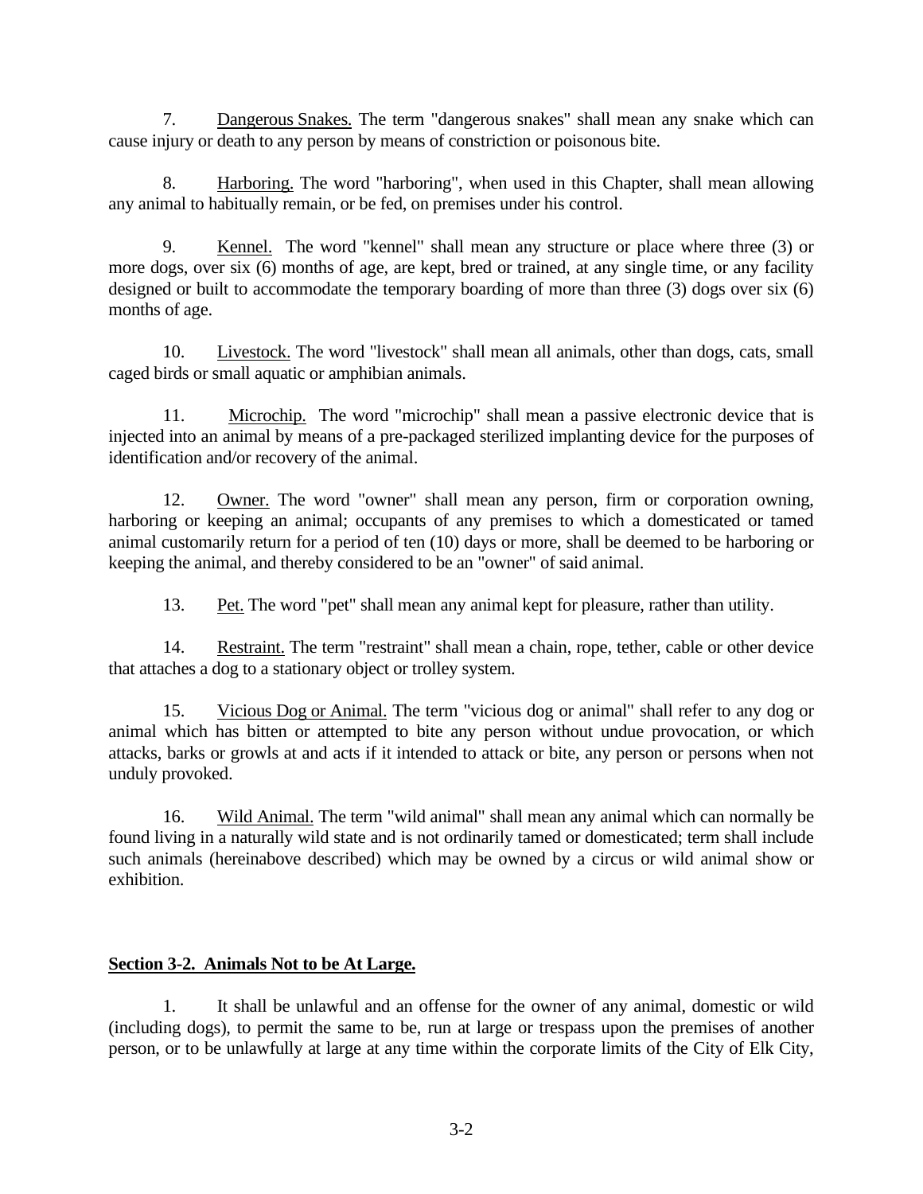7. Dangerous Snakes. The term "dangerous snakes" shall mean any snake which can cause injury or death to any person by means of constriction or poisonous bite.

8. Harboring. The word "harboring", when used in this Chapter, shall mean allowing any animal to habitually remain, or be fed, on premises under his control.

9. Kennel. The word "kennel" shall mean any structure or place where three (3) or more dogs, over six (6) months of age, are kept, bred or trained, at any single time, or any facility designed or built to accommodate the temporary boarding of more than three (3) dogs over six (6) months of age.

10. Livestock. The word "livestock" shall mean all animals, other than dogs, cats, small caged birds or small aquatic or amphibian animals.

11. Microchip. The word "microchip" shall mean a passive electronic device that is injected into an animal by means of a pre-packaged sterilized implanting device for the purposes of identification and/or recovery of the animal.

12. Owner. The word "owner" shall mean any person, firm or corporation owning, harboring or keeping an animal; occupants of any premises to which a domesticated or tamed animal customarily return for a period of ten (10) days or more, shall be deemed to be harboring or keeping the animal, and thereby considered to be an "owner" of said animal.

13. Pet. The word "pet" shall mean any animal kept for pleasure, rather than utility.

14. Restraint. The term "restraint" shall mean a chain, rope, tether, cable or other device that attaches a dog to a stationary object or trolley system.

15. Vicious Dog or Animal. The term "vicious dog or animal" shall refer to any dog or animal which has bitten or attempted to bite any person without undue provocation, or which attacks, barks or growls at and acts if it intended to attack or bite, any person or persons when not unduly provoked.

16. Wild Animal. The term "wild animal" shall mean any animal which can normally be found living in a naturally wild state and is not ordinarily tamed or domesticated; term shall include such animals (hereinabove described) which may be owned by a circus or wild animal show or exhibition.

**Section 3-2. Animals Not to be At Large.**

1. It shall be unlawful and an offense for the owner of any animal, domestic or wild (including dogs), to permit the same to be, run at large or trespass upon the premises of another person, or to be unlawfully at large at any time within the corporate limits of the City of Elk City,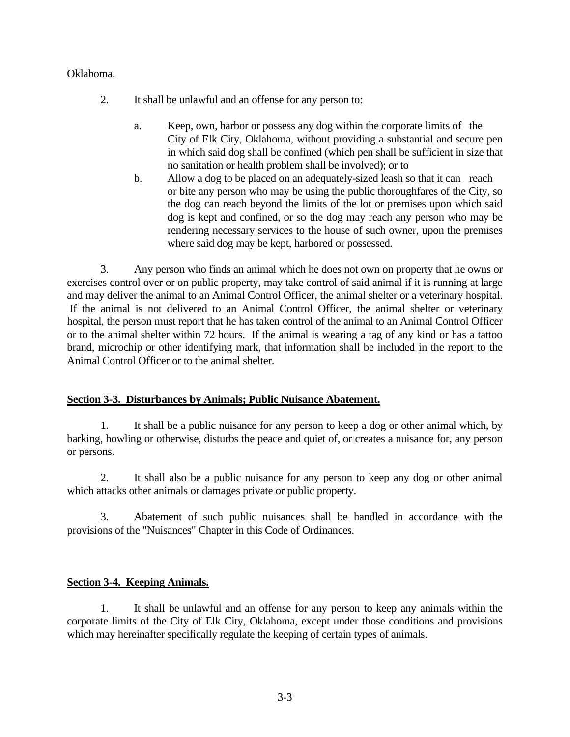Oklahoma.

2. It shall be unlawful and an offense for any person to:

   a. Keep, own, harbor or possess any dog within the corporate limits of the City of Elk City, Oklahoma, without providing a substantial and secure pen in which said dog shall be confined (which pen shall be sufficient in size that no sanitation or health problem shall be involved); or to

   b. Allow a dog to be placed on an adequately-sized leash so that it can reach or bite any person who may be using the public thoroughfares of the City, so the dog can reach beyond the limits of the lot or premises upon which said dog is kept and confined, or so the dog may reach any person who may be rendering necessary services to the house of such owner, upon the premises where said dog may be kept, harbored or possessed.

3. Any person who finds an animal which he does not own on property that he owns or exercises control over or on public property, may take control of said animal if it is running at large and may deliver the animal to an Animal Control Officer, the animal shelter or a veterinary hospital. If the animal is not delivered to an Animal Control Officer, the animal shelter or veterinary hospital, the person must report that he has taken control of the animal to an Animal Control Officer or to the animal shelter within 72 hours. If the animal is wearing a tag of any kind or has a tattoo brand, microchip or other identifying mark, that information shall be included in the report to the Animal Control Officer or to the animal shelter.

**Section 3-3. Disturbances by Animals; Public Nuisance Abatement.**

1. It shall be a public nuisance for any person to keep a dog or other animal which, by barking, howling or otherwise, disturbs the peace and quiet of, or creates a nuisance for, any person or persons.

2. It shall also be a public nuisance for any person to keep any dog or other animal which attacks other animals or damages private or public property.

3. Abatement of such public nuisances shall be handled in accordance with the provisions of the "Nuisances" Chapter in this Code of Ordinances.

**Section 3-4. Keeping Animals.**

1. It shall be unlawful and an offense for any person to keep any animals within the corporate limits of the City of Elk City, Oklahoma, except under those conditions and provisions which may hereinafter specifically regulate the keeping of certain types of animals.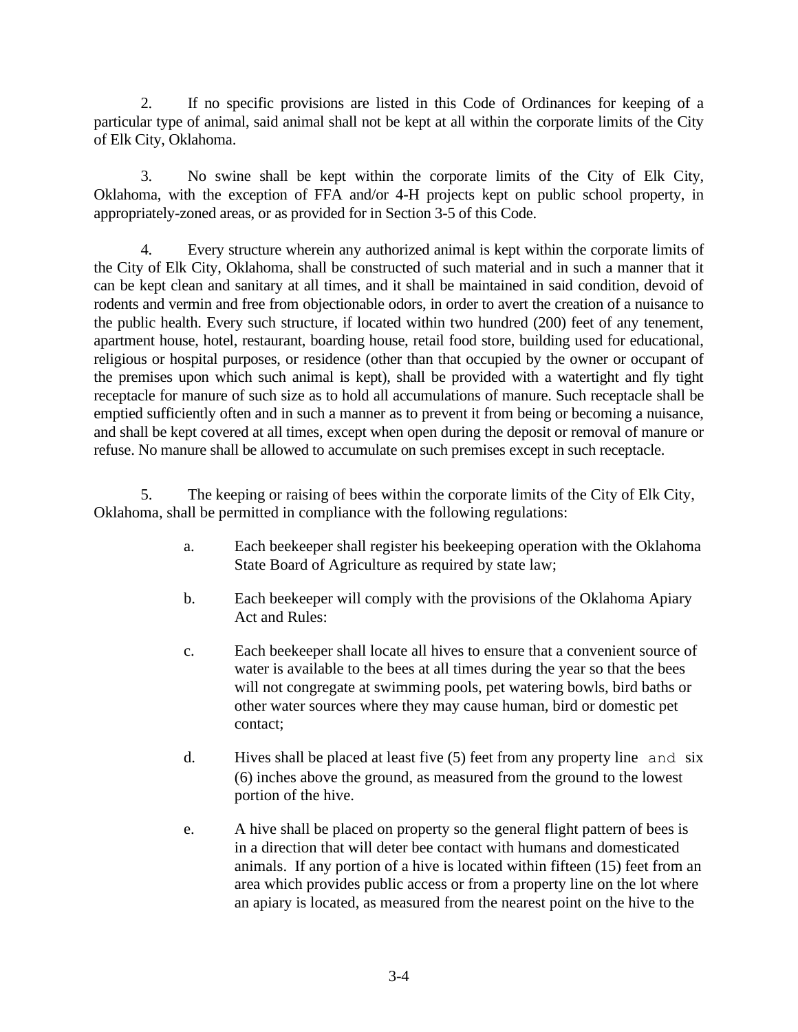2. If no specific provisions are listed in this Code of Ordinances for keeping of a particular type of animal, said animal shall not be kept at all within the corporate limits of the City of Elk City, Oklahoma.

3. No swine shall be kept within the corporate limits of the City of Elk City, Oklahoma, with the exception of FFA and/or 4-H projects kept on public school property, in appropriately-zoned areas, or as provided for in Section 3-5 of this Code.

4. Every structure wherein any authorized animal is kept within the corporate limits of the City of Elk City, Oklahoma, shall be constructed of such material and in such a manner that it can be kept clean and sanitary at all times, and it shall be maintained in said condition, devoid of rodents and vermin and free from objectionable odors, in order to avert the creation of a nuisance to the public health. Every such structure, if located within two hundred (200) feet of any tenement, apartment house, hotel, restaurant, boarding house, retail food store, building used for educational, religious or hospital purposes, or residence (other than that occupied by the owner or occupant of the premises upon which such animal is kept), shall be provided with a watertight and fly tight receptacle for manure of such size as to hold all accumulations of manure. Such receptacle shall be emptied sufficiently often and in such a manner as to prevent it from being or becoming a nuisance, and shall be kept covered at all times, except when open during the deposit or removal of manure or refuse. No manure shall be allowed to accumulate on such premises except in such receptacle.

5. The keeping or raising of bees within the corporate limits of the City of Elk City, Oklahoma, shall be permitted in compliance with the following regulations:

   a. Each beekeeper shall register his beekeeping operation with the Oklahoma State Board of Agriculture as required by state law;

   b. Each beekeeper will comply with the provisions of the Oklahoma Apiary Act and Rules:

   c. Each beekeeper shall locate all hives to ensure that a convenient source of water is available to the bees at all times during the year so that the bees will not congregate at swimming pools, pet watering bowls, bird baths or other water sources where they may cause human, bird or domestic pet contact;

   d. Hives shall be placed at least five (5) feet from any property line and six (6) inches above the ground, as measured from the ground to the lowest portion of the hive.

   e. A hive shall be placed on property so the general flight pattern of bees is in a direction that will deter bee contact with humans and domesticated animals. If any portion of a hive is located within fifteen (15) feet from an area which provides public access or from a property line on the lot where an apiary is located, as measured from the nearest point on the hive to the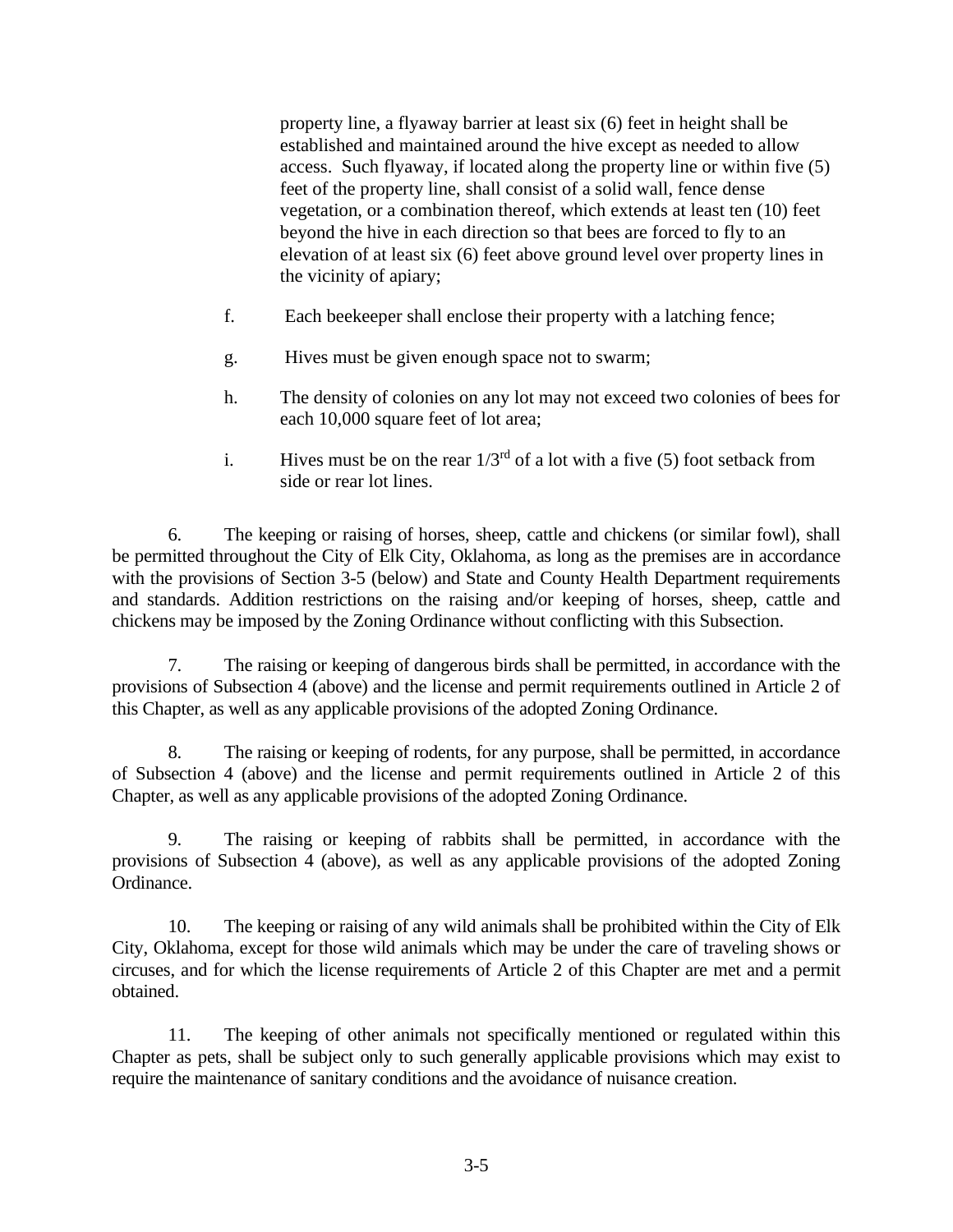property line, a flyaway barrier at least six (6) feet in height shall be established and maintained around the hive except as needed to allow access. Such flyaway, if located along the property line or within five (5) feet of the property line, shall consist of a solid wall, fence dense vegetation, or a combination thereof, which extends at least ten (10) feet beyond the hive in each direction so that bees are forced to fly to an elevation of at least six (6) feet above ground level over property lines in the vicinity of apiary;

f. Each beekeeper shall enclose their property with a latching fence;

g. Hives must be given enough space not to swarm;

h. The density of colonies on any lot may not exceed two colonies of bees for each 10,000 square feet of lot area;

i. Hives must be on the rear 1/3rd of a lot with a five (5) foot setback from side or rear lot lines.

6. The keeping or raising of horses, sheep, cattle and chickens (or similar fowl), shall be permitted throughout the City of Elk City, Oklahoma, as long as the premises are in accordance with the provisions of Section 3-5 (below) and State and County Health Department requirements and standards. Addition restrictions on the raising and/or keeping of horses, sheep, cattle and chickens may be imposed by the Zoning Ordinance without conflicting with this Subsection.

7. The raising or keeping of dangerous birds shall be permitted, in accordance with the provisions of Subsection 4 (above) and the license and permit requirements outlined in Article 2 of this Chapter, as well as any applicable provisions of the adopted Zoning Ordinance.

8. The raising or keeping of rodents, for any purpose, shall be permitted, in accordance of Subsection 4 (above) and the license and permit requirements outlined in Article 2 of this Chapter, as well as any applicable provisions of the adopted Zoning Ordinance.

9. The raising or keeping of rabbits shall be permitted, in accordance with the provisions of Subsection 4 (above), as well as any applicable provisions of the adopted Zoning Ordinance.

10. The keeping or raising of any wild animals shall be prohibited within the City of Elk City, Oklahoma, except for those wild animals which may be under the care of traveling shows or circuses, and for which the license requirements of Article 2 of this Chapter are met and a permit obtained.

11. The keeping of other animals not specifically mentioned or regulated within this Chapter as pets, shall be subject only to such generally applicable provisions which may exist to require the maintenance of sanitary conditions and the avoidance of nuisance creation.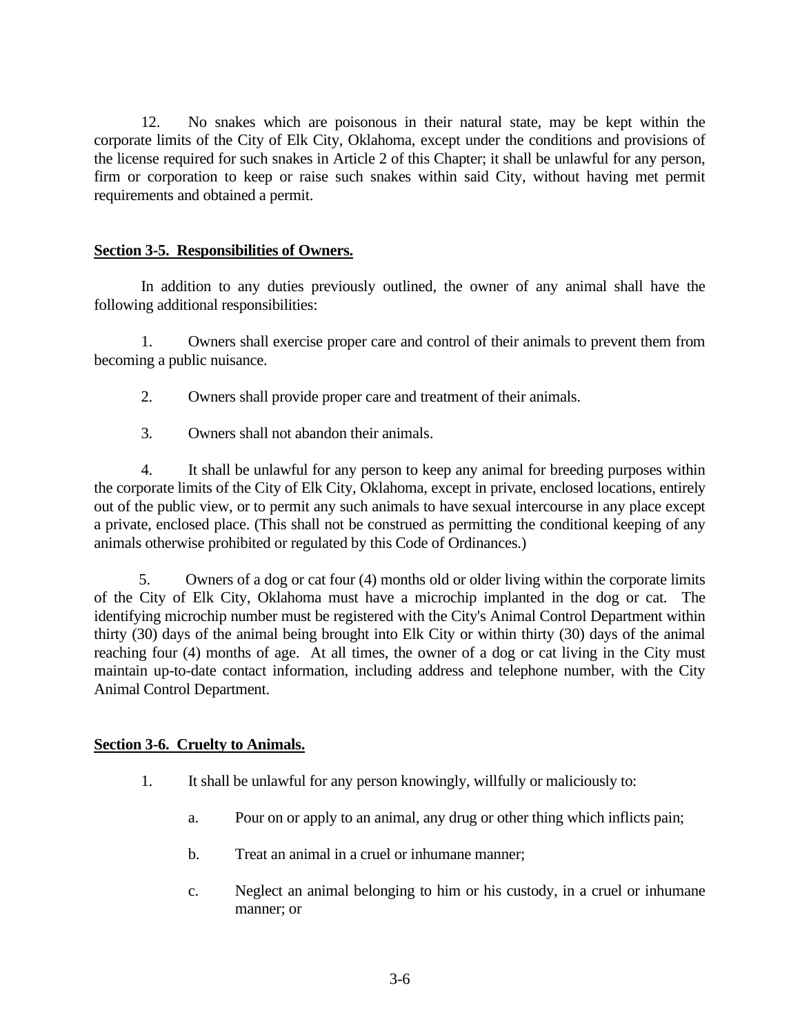12. No snakes which are poisonous in their natural state, may be kept within the corporate limits of the City of Elk City, Oklahoma, except under the conditions and provisions of the license required for such snakes in Article 2 of this Chapter; it shall be unlawful for any person, firm or corporation to keep or raise such snakes within said City, without having met permit requirements and obtained a permit.

**Section 3-5. Responsibilities of Owners.**

In addition to any duties previously outlined, the owner of any animal shall have the following additional responsibilities:

1. Owners shall exercise proper care and control of their animals to prevent them from becoming a public nuisance.

2. Owners shall provide proper care and treatment of their animals.

3. Owners shall not abandon their animals.

4. It shall be unlawful for any person to keep any animal for breeding purposes within the corporate limits of the City of Elk City, Oklahoma, except in private, enclosed locations, entirely out of the public view, or to permit any such animals to have sexual intercourse in any place except a private, enclosed place. (This shall not be construed as permitting the conditional keeping of any animals otherwise prohibited or regulated by this Code of Ordinances.)

5. Owners of a dog or cat four (4) months old or older living within the corporate limits of the City of Elk City, Oklahoma must have a microchip implanted in the dog or cat. The identifying microchip number must be registered with the City's Animal Control Department within thirty (30) days of the animal being brought into Elk City or within thirty (30) days of the animal reaching four (4) months of age. At all times, the owner of a dog or cat living in the City must maintain up-to-date contact information, including address and telephone number, with the City Animal Control Department.

**Section 3-6. Cruelty to Animals.**

1. It shall be unlawful for any person knowingly, willfully or maliciously to:

   a. Pour on or apply to an animal, any drug or other thing which inflicts pain;

   b. Treat an animal in a cruel or inhumane manner;

   c. Neglect an animal belonging to him or his custody, in a cruel or inhumane manner; or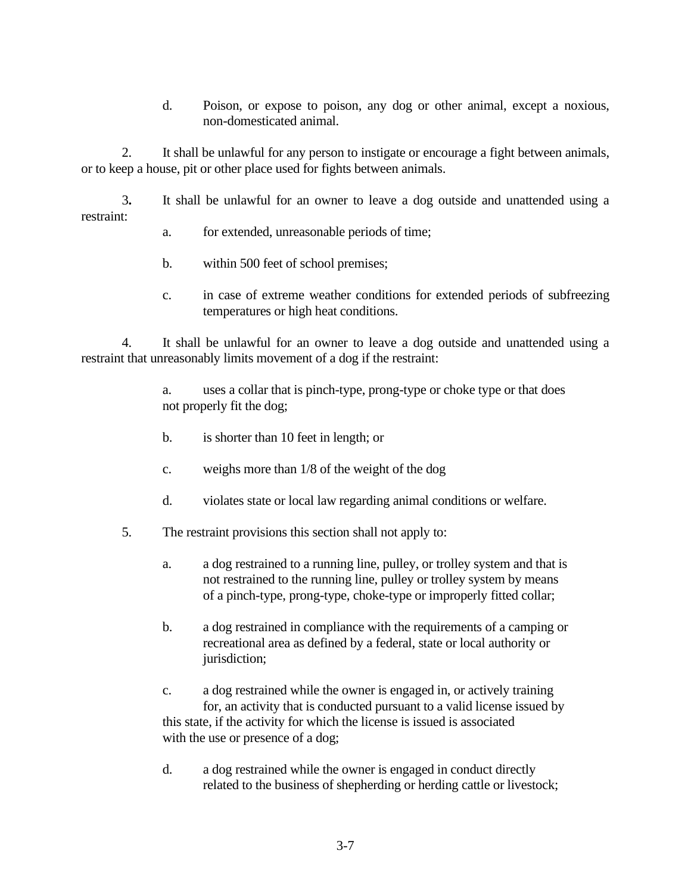d. Poison, or expose to poison, any dog or other animal, except a noxious, non-domesticated animal.

2. It shall be unlawful for any person to instigate or encourage a fight between animals, or to keep a house, pit or other place used for fights between animals.

3**.** It shall be unlawful for an owner to leave a dog outside and unattended using a restraint:

a. for extended, unreasonable periods of time;

b. within 500 feet of school premises;

c. in case of extreme weather conditions for extended periods of subfreezing temperatures or high heat conditions.

4. It shall be unlawful for an owner to leave a dog outside and unattended using a restraint that unreasonably limits movement of a dog if the restraint:

a. uses a collar that is pinch-type, prong-type or choke type or that does not properly fit the dog;

b. is shorter than 10 feet in length; or

c. weighs more than 1/8 of the weight of the dog

d. violates state or local law regarding animal conditions or welfare.

5. The restraint provisions this section shall not apply to:

a. a dog restrained to a running line, pulley, or trolley system and that is not restrained to the running line, pulley or trolley system by means of a pinch-type, prong-type, choke-type or improperly fitted collar;

b. a dog restrained in compliance with the requirements of a camping or recreational area as defined by a federal, state or local authority or jurisdiction;

c. a dog restrained while the owner is engaged in, or actively training for, an activity that is conducted pursuant to a valid license issued by this state, if the activity for which the license is issued is associated with the use or presence of a dog;

d. a dog restrained while the owner is engaged in conduct directly related to the business of shepherding or herding cattle or livestock;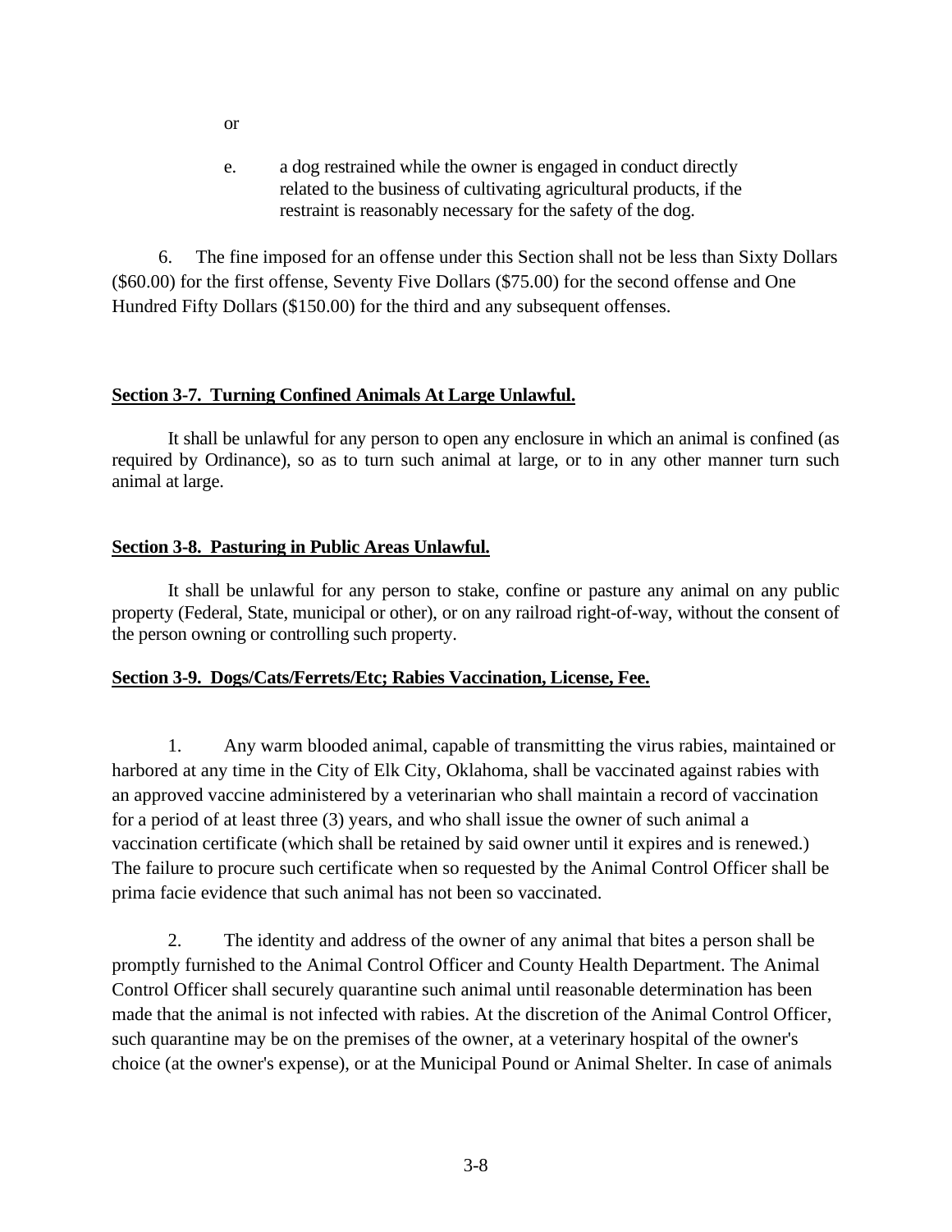or

e. a dog restrained while the owner is engaged in conduct directly related to the business of cultivating agricultural products, if the restraint is reasonably necessary for the safety of the dog.

6. The fine imposed for an offense under this Section shall not be less than Sixty Dollars ($60.00) for the first offense, Seventy Five Dollars ($75.00) for the second offense and One Hundred Fifty Dollars ($150.00) for the third and any subsequent offenses.

**Section 3-7. Turning Confined Animals At Large Unlawful.**

It shall be unlawful for any person to open any enclosure in which an animal is confined (as required by Ordinance), so as to turn such animal at large, or to in any other manner turn such animal at large.

**Section 3-8. Pasturing in Public Areas Unlawful.**

It shall be unlawful for any person to stake, confine or pasture any animal on any public property (Federal, State, municipal or other), or on any railroad right-of-way, without the consent of the person owning or controlling such property.

**Section 3-9. Dogs/Cats/Ferrets/Etc; Rabies Vaccination, License, Fee.**

1. Any warm blooded animal, capable of transmitting the virus rabies, maintained or harbored at any time in the City of Elk City, Oklahoma, shall be vaccinated against rabies with an approved vaccine administered by a veterinarian who shall maintain a record of vaccination for a period of at least three (3) years, and who shall issue the owner of such animal a vaccination certificate (which shall be retained by said owner until it expires and is renewed.) The failure to procure such certificate when so requested by the Animal Control Officer shall be prima facie evidence that such animal has not been so vaccinated.

2. The identity and address of the owner of any animal that bites a person shall be promptly furnished to the Animal Control Officer and County Health Department. The Animal Control Officer shall securely quarantine such animal until reasonable determination has been made that the animal is not infected with rabies. At the discretion of the Animal Control Officer, such quarantine may be on the premises of the owner, at a veterinary hospital of the owner's choice (at the owner's expense), or at the Municipal Pound or Animal Shelter. In case of animals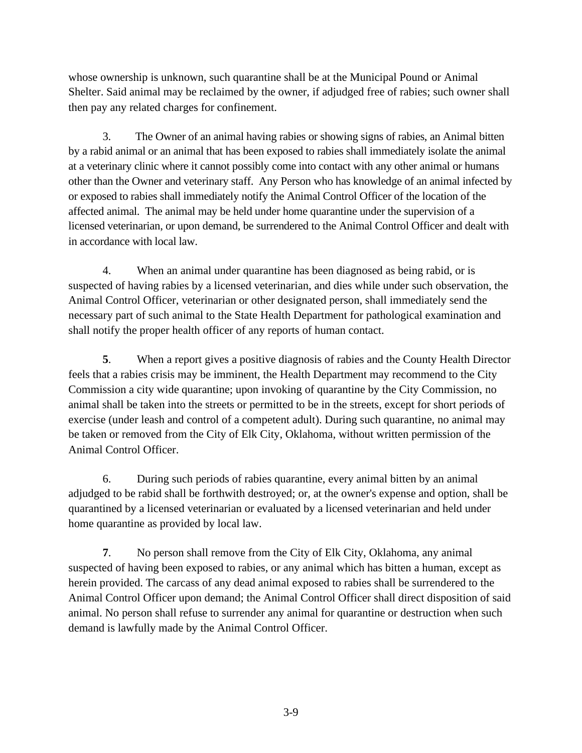whose ownership is unknown, such quarantine shall be at the Municipal Pound or Animal Shelter. Said animal may be reclaimed by the owner, if adjudged free of rabies; such owner shall then pay any related charges for confinement.

3. The Owner of an animal having rabies or showing signs of rabies, an Animal bitten by a rabid animal or an animal that has been exposed to rabies shall immediately isolate the animal at a veterinary clinic where it cannot possibly come into contact with any other animal or humans other than the Owner and veterinary staff. Any Person who has knowledge of an animal infected by or exposed to rabies shall immediately notify the Animal Control Officer of the location of the affected animal. The animal may be held under home quarantine under the supervision of a licensed veterinarian, or upon demand, be surrendered to the Animal Control Officer and dealt with in accordance with local law.

4. When an animal under quarantine has been diagnosed as being rabid, or is suspected of having rabies by a licensed veterinarian, and dies while under such observation, the Animal Control Officer, veterinarian or other designated person, shall immediately send the necessary part of such animal to the State Health Department for pathological examination and shall notify the proper health officer of any reports of human contact.

**5**. When a report gives a positive diagnosis of rabies and the County Health Director feels that a rabies crisis may be imminent, the Health Department may recommend to the City Commission a city wide quarantine; upon invoking of quarantine by the City Commission, no animal shall be taken into the streets or permitted to be in the streets, except for short periods of exercise (under leash and control of a competent adult). During such quarantine, no animal may be taken or removed from the City of Elk City, Oklahoma, without written permission of the Animal Control Officer.

6. During such periods of rabies quarantine, every animal bitten by an animal adjudged to be rabid shall be forthwith destroyed; or, at the owner's expense and option, shall be quarantined by a licensed veterinarian or evaluated by a licensed veterinarian and held under home quarantine as provided by local law.

**7**. No person shall remove from the City of Elk City, Oklahoma, any animal suspected of having been exposed to rabies, or any animal which has bitten a human, except as herein provided. The carcass of any dead animal exposed to rabies shall be surrendered to the Animal Control Officer upon demand; the Animal Control Officer shall direct disposition of said animal. No person shall refuse to surrender any animal for quarantine or destruction when such demand is lawfully made by the Animal Control Officer.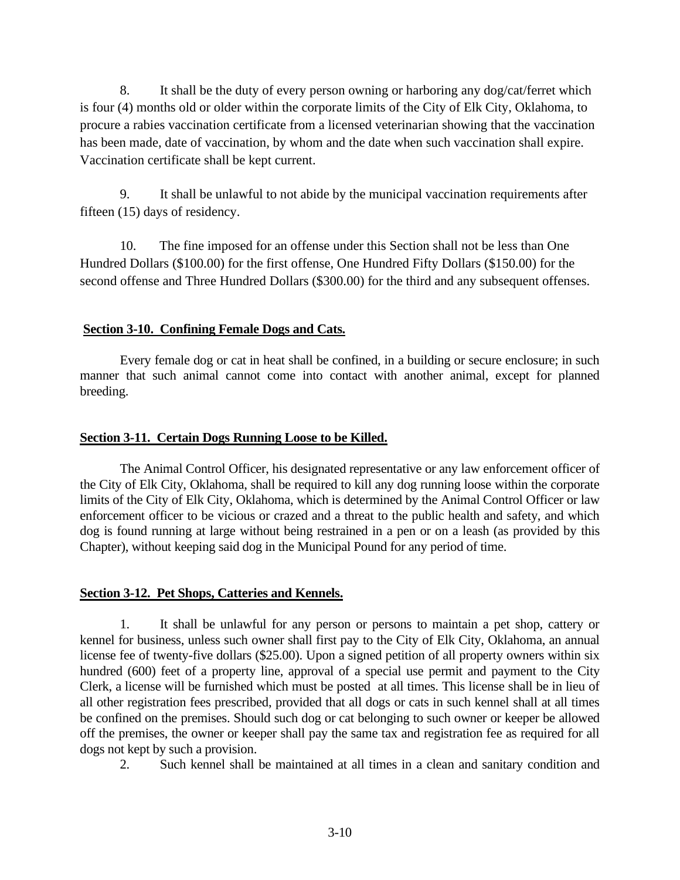8. It shall be the duty of every person owning or harboring any dog/cat/ferret which is four (4) months old or older within the corporate limits of the City of Elk City, Oklahoma, to procure a rabies vaccination certificate from a licensed veterinarian showing that the vaccination has been made, date of vaccination, by whom and the date when such vaccination shall expire. Vaccination certificate shall be kept current.

9. It shall be unlawful to not abide by the municipal vaccination requirements after fifteen (15) days of residency.

10. The fine imposed for an offense under this Section shall not be less than One Hundred Dollars ($100.00) for the first offense, One Hundred Fifty Dollars ($150.00) for the second offense and Three Hundred Dollars ($300.00) for the third and any subsequent offenses.

**Section 3-10. Confining Female Dogs and Cats.**

Every female dog or cat in heat shall be confined, in a building or secure enclosure; in such manner that such animal cannot come into contact with another animal, except for planned breeding.

**Section 3-11. Certain Dogs Running Loose to be Killed.**

The Animal Control Officer, his designated representative or any law enforcement officer of the City of Elk City, Oklahoma, shall be required to kill any dog running loose within the corporate limits of the City of Elk City, Oklahoma, which is determined by the Animal Control Officer or law enforcement officer to be vicious or crazed and a threat to the public health and safety, and which dog is found running at large without being restrained in a pen or on a leash (as provided by this Chapter), without keeping said dog in the Municipal Pound for any period of time.

**Section 3-12. Pet Shops, Catteries and Kennels.**

1. It shall be unlawful for any person or persons to maintain a pet shop, cattery or kennel for business, unless such owner shall first pay to the City of Elk City, Oklahoma, an annual license fee of twenty-five dollars ($25.00). Upon a signed petition of all property owners within six hundred (600) feet of a property line, approval of a special use permit and payment to the City Clerk, a license will be furnished which must be posted at all times. This license shall be in lieu of all other registration fees prescribed, provided that all dogs or cats in such kennel shall at all times be confined on the premises. Should such dog or cat belonging to such owner or keeper be allowed off the premises, the owner or keeper shall pay the same tax and registration fee as required for all dogs not kept by such a provision.

2. Such kennel shall be maintained at all times in a clean and sanitary condition and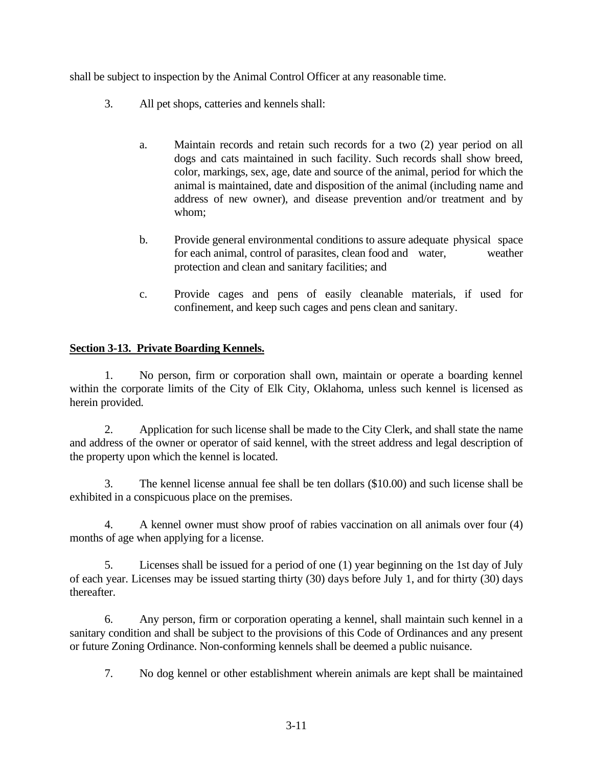shall be subject to inspection by the Animal Control Officer at any reasonable time.

3. All pet shops, catteries and kennels shall:

   a. Maintain records and retain such records for a two (2) year period on all dogs and cats maintained in such facility. Such records shall show breed, color, markings, sex, age, date and source of the animal, period for which the animal is maintained, date and disposition of the animal (including name and address of new owner), and disease prevention and/or treatment and by whom;

   b. Provide general environmental conditions to assure adequate physical space for each animal, control of parasites, clean food and water, weather protection and clean and sanitary facilities; and

   c. Provide cages and pens of easily cleanable materials, if used for confinement, and keep such cages and pens clean and sanitary.

**Section 3-13. Private Boarding Kennels.**

1. No person, firm or corporation shall own, maintain or operate a boarding kennel within the corporate limits of the City of Elk City, Oklahoma, unless such kennel is licensed as herein provided.

2. Application for such license shall be made to the City Clerk, and shall state the name and address of the owner or operator of said kennel, with the street address and legal description of the property upon which the kennel is located.

3. The kennel license annual fee shall be ten dollars ($10.00) and such license shall be exhibited in a conspicuous place on the premises.

4. A kennel owner must show proof of rabies vaccination on all animals over four (4) months of age when applying for a license.

5. Licenses shall be issued for a period of one (1) year beginning on the 1st day of July of each year. Licenses may be issued starting thirty (30) days before July 1, and for thirty (30) days thereafter.

6. Any person, firm or corporation operating a kennel, shall maintain such kennel in a sanitary condition and shall be subject to the provisions of this Code of Ordinances and any present or future Zoning Ordinance. Non-conforming kennels shall be deemed a public nuisance.

7. No dog kennel or other establishment wherein animals are kept shall be maintained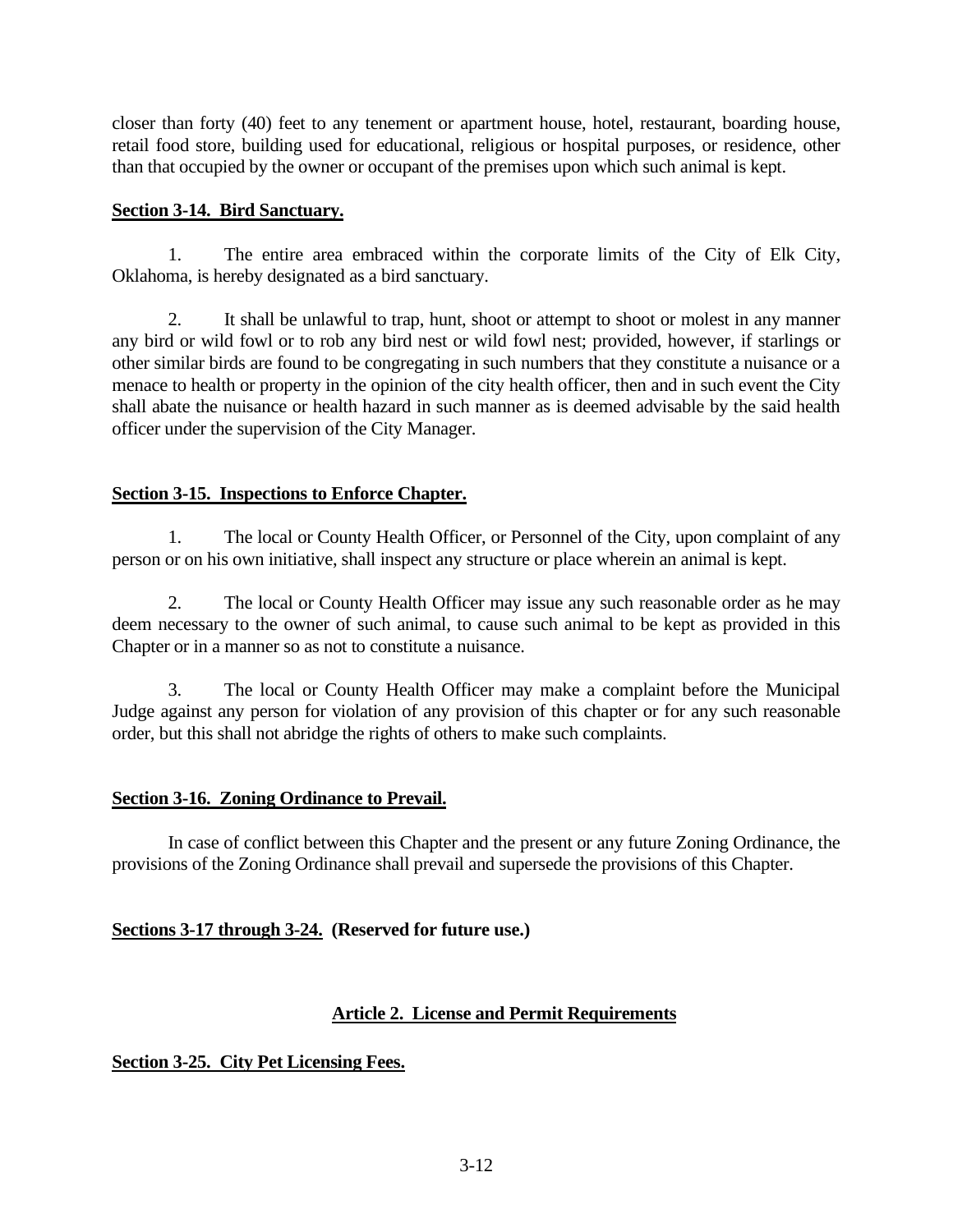closer than forty (40) feet to any tenement or apartment house, hotel, restaurant, boarding house, retail food store, building used for educational, religious or hospital purposes, or residence, other than that occupied by the owner or occupant of the premises upon which such animal is kept.

**Section 3-14. Bird Sanctuary.**

1. The entire area embraced within the corporate limits of the City of Elk City, Oklahoma, is hereby designated as a bird sanctuary.

2. It shall be unlawful to trap, hunt, shoot or attempt to shoot or molest in any manner any bird or wild fowl or to rob any bird nest or wild fowl nest; provided, however, if starlings or other similar birds are found to be congregating in such numbers that they constitute a nuisance or a menace to health or property in the opinion of the city health officer, then and in such event the City shall abate the nuisance or health hazard in such manner as is deemed advisable by the said health officer under the supervision of the City Manager.

**Section 3-15. Inspections to Enforce Chapter.**

1. The local or County Health Officer, or Personnel of the City, upon complaint of any person or on his own initiative, shall inspect any structure or place wherein an animal is kept.

2. The local or County Health Officer may issue any such reasonable order as he may deem necessary to the owner of such animal, to cause such animal to be kept as provided in this Chapter or in a manner so as not to constitute a nuisance.

3. The local or County Health Officer may make a complaint before the Municipal Judge against any person for violation of any provision of this chapter or for any such reasonable order, but this shall not abridge the rights of others to make such complaints.

**Section 3-16. Zoning Ordinance to Prevail.**

In case of conflict between this Chapter and the present or any future Zoning Ordinance, the provisions of the Zoning Ordinance shall prevail and supersede the provisions of this Chapter.

**Sections 3-17 through 3-24. (Reserved for future use.)**

## Article 2. License and Permit Requirements

**Section 3-25. City Pet Licensing Fees.**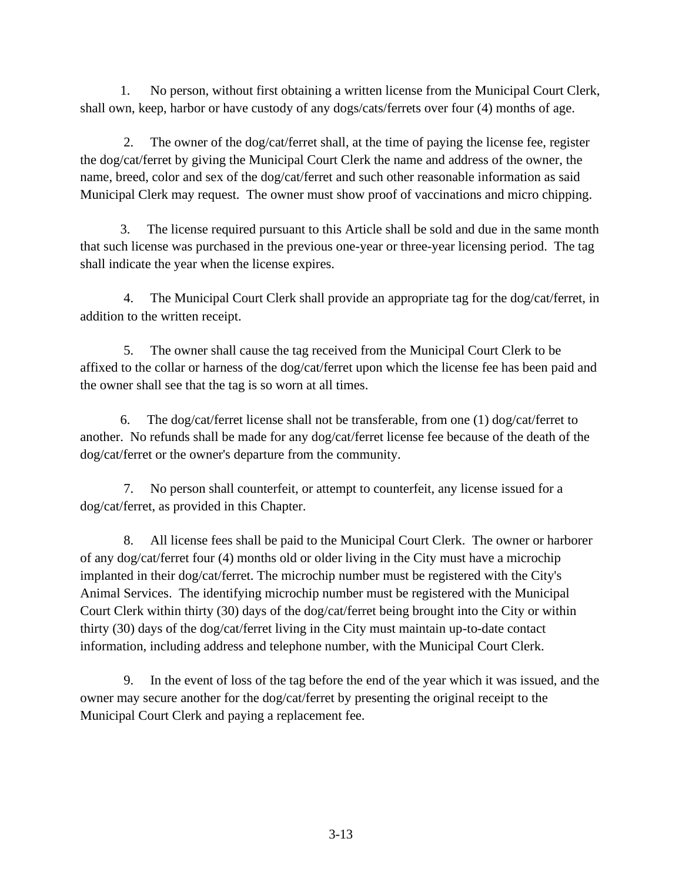1. No person, without first obtaining a written license from the Municipal Court Clerk, shall own, keep, harbor or have custody of any dogs/cats/ferrets over four (4) months of age.

2. The owner of the dog/cat/ferret shall, at the time of paying the license fee, register the dog/cat/ferret by giving the Municipal Court Clerk the name and address of the owner, the name, breed, color and sex of the dog/cat/ferret and such other reasonable information as said Municipal Clerk may request. The owner must show proof of vaccinations and micro chipping.

3. The license required pursuant to this Article shall be sold and due in the same month that such license was purchased in the previous one-year or three-year licensing period. The tag shall indicate the year when the license expires.

4. The Municipal Court Clerk shall provide an appropriate tag for the dog/cat/ferret, in addition to the written receipt.

5. The owner shall cause the tag received from the Municipal Court Clerk to be affixed to the collar or harness of the dog/cat/ferret upon which the license fee has been paid and the owner shall see that the tag is so worn at all times.

6. The dog/cat/ferret license shall not be transferable, from one (1) dog/cat/ferret to another. No refunds shall be made for any dog/cat/ferret license fee because of the death of the dog/cat/ferret or the owner's departure from the community.

7. No person shall counterfeit, or attempt to counterfeit, any license issued for a dog/cat/ferret, as provided in this Chapter.

8. All license fees shall be paid to the Municipal Court Clerk. The owner or harborer of any dog/cat/ferret four (4) months old or older living in the City must have a microchip implanted in their dog/cat/ferret. The microchip number must be registered with the City's Animal Services. The identifying microchip number must be registered with the Municipal Court Clerk within thirty (30) days of the dog/cat/ferret being brought into the City or within thirty (30) days of the dog/cat/ferret living in the City must maintain up-to-date contact information, including address and telephone number, with the Municipal Court Clerk.

9. In the event of loss of the tag before the end of the year which it was issued, and the owner may secure another for the dog/cat/ferret by presenting the original receipt to the Municipal Court Clerk and paying a replacement fee.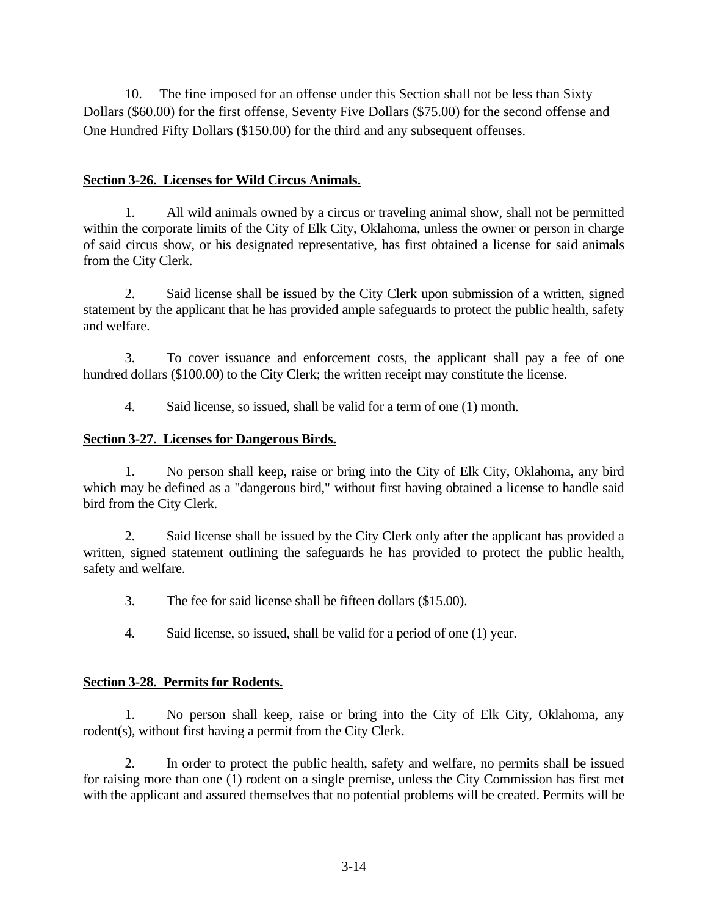10. The fine imposed for an offense under this Section shall not be less than Sixty Dollars ($60.00) for the first offense, Seventy Five Dollars ($75.00) for the second offense and One Hundred Fifty Dollars ($150.00) for the third and any subsequent offenses.

**Section 3-26. Licenses for Wild Circus Animals.**

1. All wild animals owned by a circus or traveling animal show, shall not be permitted within the corporate limits of the City of Elk City, Oklahoma, unless the owner or person in charge of said circus show, or his designated representative, has first obtained a license for said animals from the City Clerk.

2. Said license shall be issued by the City Clerk upon submission of a written, signed statement by the applicant that he has provided ample safeguards to protect the public health, safety and welfare.

3. To cover issuance and enforcement costs, the applicant shall pay a fee of one hundred dollars ($100.00) to the City Clerk; the written receipt may constitute the license.

4. Said license, so issued, shall be valid for a term of one (1) month.

**Section 3-27. Licenses for Dangerous Birds.**

1. No person shall keep, raise or bring into the City of Elk City, Oklahoma, any bird which may be defined as a "dangerous bird," without first having obtained a license to handle said bird from the City Clerk.

2. Said license shall be issued by the City Clerk only after the applicant has provided a written, signed statement outlining the safeguards he has provided to protect the public health, safety and welfare.

3. The fee for said license shall be fifteen dollars ($15.00).

4. Said license, so issued, shall be valid for a period of one (1) year.

**Section 3-28. Permits for Rodents.**

1. No person shall keep, raise or bring into the City of Elk City, Oklahoma, any rodent(s), without first having a permit from the City Clerk.

2. In order to protect the public health, safety and welfare, no permits shall be issued for raising more than one (1) rodent on a single premise, unless the City Commission has first met with the applicant and assured themselves that no potential problems will be created. Permits will be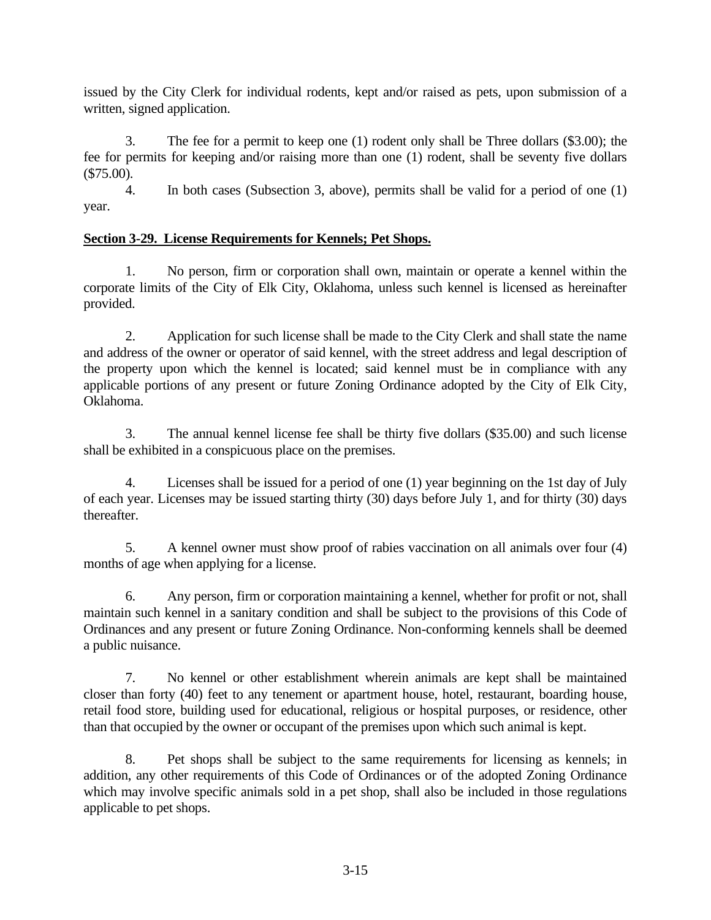issued by the City Clerk for individual rodents, kept and/or raised as pets, upon submission of a written, signed application.

3. The fee for a permit to keep one (1) rodent only shall be Three dollars ($3.00); the fee for permits for keeping and/or raising more than one (1) rodent, shall be seventy five dollars ($75.00).

4. In both cases (Subsection 3, above), permits shall be valid for a period of one (1) year.

**Section 3-29. License Requirements for Kennels; Pet Shops.**

1. No person, firm or corporation shall own, maintain or operate a kennel within the corporate limits of the City of Elk City, Oklahoma, unless such kennel is licensed as hereinafter provided.

2. Application for such license shall be made to the City Clerk and shall state the name and address of the owner or operator of said kennel, with the street address and legal description of the property upon which the kennel is located; said kennel must be in compliance with any applicable portions of any present or future Zoning Ordinance adopted by the City of Elk City, Oklahoma.

3. The annual kennel license fee shall be thirty five dollars ($35.00) and such license shall be exhibited in a conspicuous place on the premises.

4. Licenses shall be issued for a period of one (1) year beginning on the 1st day of July of each year. Licenses may be issued starting thirty (30) days before July 1, and for thirty (30) days thereafter.

5. A kennel owner must show proof of rabies vaccination on all animals over four (4) months of age when applying for a license.

6. Any person, firm or corporation maintaining a kennel, whether for profit or not, shall maintain such kennel in a sanitary condition and shall be subject to the provisions of this Code of Ordinances and any present or future Zoning Ordinance. Non-conforming kennels shall be deemed a public nuisance.

7. No kennel or other establishment wherein animals are kept shall be maintained closer than forty (40) feet to any tenement or apartment house, hotel, restaurant, boarding house, retail food store, building used for educational, religious or hospital purposes, or residence, other than that occupied by the owner or occupant of the premises upon which such animal is kept.

8. Pet shops shall be subject to the same requirements for licensing as kennels; in addition, any other requirements of this Code of Ordinances or of the adopted Zoning Ordinance which may involve specific animals sold in a pet shop, shall also be included in those regulations applicable to pet shops.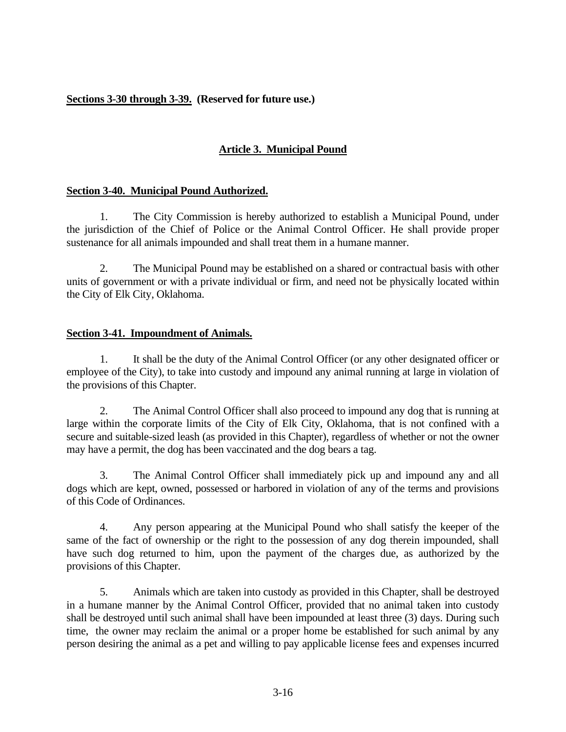**Sections 3-30 through 3-39. (Reserved for future use.)**

## Article 3. Municipal Pound

### Section 3-40. Municipal Pound Authorized.

1. The City Commission is hereby authorized to establish a Municipal Pound, under the jurisdiction of the Chief of Police or the Animal Control Officer. He shall provide proper sustenance for all animals impounded and shall treat them in a humane manner.

2. The Municipal Pound may be established on a shared or contractual basis with other units of government or with a private individual or firm, and need not be physically located within the City of Elk City, Oklahoma.

### Section 3-41. Impoundment of Animals.

1. It shall be the duty of the Animal Control Officer (or any other designated officer or employee of the City), to take into custody and impound any animal running at large in violation of the provisions of this Chapter.

2. The Animal Control Officer shall also proceed to impound any dog that is running at large within the corporate limits of the City of Elk City, Oklahoma, that is not confined with a secure and suitable-sized leash (as provided in this Chapter), regardless of whether or not the owner may have a permit, the dog has been vaccinated and the dog bears a tag.

3. The Animal Control Officer shall immediately pick up and impound any and all dogs which are kept, owned, possessed or harbored in violation of any of the terms and provisions of this Code of Ordinances.

4. Any person appearing at the Municipal Pound who shall satisfy the keeper of the same of the fact of ownership or the right to the possession of any dog therein impounded, shall have such dog returned to him, upon the payment of the charges due, as authorized by the provisions of this Chapter.

5. Animals which are taken into custody as provided in this Chapter, shall be destroyed in a humane manner by the Animal Control Officer, provided that no animal taken into custody shall be destroyed until such animal shall have been impounded at least three (3) days. During such time, the owner may reclaim the animal or a proper home be established for such animal by any person desiring the animal as a pet and willing to pay applicable license fees and expenses incurred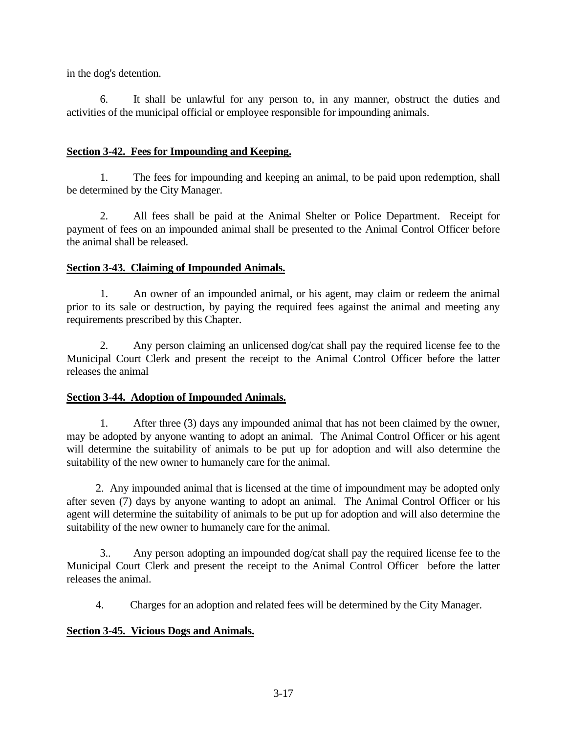in the dog's detention.

6. It shall be unlawful for any person to, in any manner, obstruct the duties and activities of the municipal official or employee responsible for impounding animals.

**<u>Section 3-42. Fees for Impounding and Keeping.</u>**

1. The fees for impounding and keeping an animal, to be paid upon redemption, shall be determined by the City Manager.

2. All fees shall be paid at the Animal Shelter or Police Department. Receipt for payment of fees on an impounded animal shall be presented to the Animal Control Officer before the animal shall be released.

**<u>Section 3-43. Claiming of Impounded Animals.</u>**

1. An owner of an impounded animal, or his agent, may claim or redeem the animal prior to its sale or destruction, by paying the required fees against the animal and meeting any requirements prescribed by this Chapter.

2. Any person claiming an unlicensed dog/cat shall pay the required license fee to the Municipal Court Clerk and present the receipt to the Animal Control Officer before the latter releases the animal

**<u>Section 3-44. Adoption of Impounded Animals.</u>**

1. After three (3) days any impounded animal that has not been claimed by the owner, may be adopted by anyone wanting to adopt an animal. The Animal Control Officer or his agent will determine the suitability of animals to be put up for adoption and will also determine the suitability of the new owner to humanely care for the animal.

2. Any impounded animal that is licensed at the time of impoundment may be adopted only after seven (7) days by anyone wanting to adopt an animal. The Animal Control Officer or his agent will determine the suitability of animals to be put up for adoption and will also determine the suitability of the new owner to humanely care for the animal.

3.. Any person adopting an impounded dog/cat shall pay the required license fee to the Municipal Court Clerk and present the receipt to the Animal Control Officer before the latter releases the animal.

4. Charges for an adoption and related fees will be determined by the City Manager.

**<u>Section 3-45. Vicious Dogs and Animals.</u>**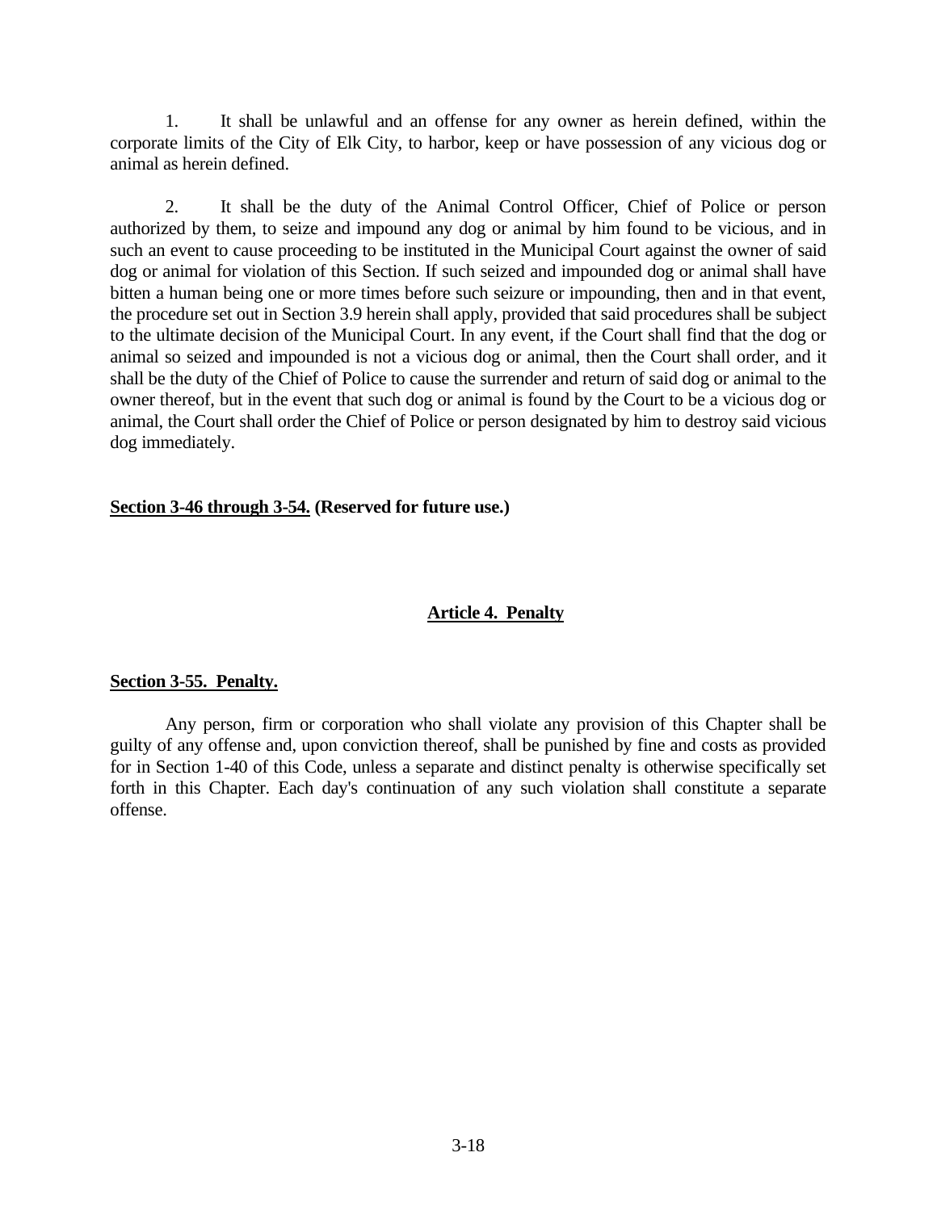1. It shall be unlawful and an offense for any owner as herein defined, within the corporate limits of the City of Elk City, to harbor, keep or have possession of any vicious dog or animal as herein defined.

2. It shall be the duty of the Animal Control Officer, Chief of Police or person authorized by them, to seize and impound any dog or animal by him found to be vicious, and in such an event to cause proceeding to be instituted in the Municipal Court against the owner of said dog or animal for violation of this Section. If such seized and impounded dog or animal shall have bitten a human being one or more times before such seizure or impounding, then and in that event, the procedure set out in Section 3.9 herein shall apply, provided that said procedures shall be subject to the ultimate decision of the Municipal Court. In any event, if the Court shall find that the dog or animal so seized and impounded is not a vicious dog or animal, then the Court shall order, and it shall be the duty of the Chief of Police to cause the surrender and return of said dog or animal to the owner thereof, but in the event that such dog or animal is found by the Court to be a vicious dog or animal, the Court shall order the Chief of Police or person designated by him to destroy said vicious dog immediately.

**Section 3-46 through 3-54. (Reserved for future use.)**

## Article 4. Penalty

**Section 3-55. Penalty.**

Any person, firm or corporation who shall violate any provision of this Chapter shall be guilty of any offense and, upon conviction thereof, shall be punished by fine and costs as provided for in Section 1-40 of this Code, unless a separate and distinct penalty is otherwise specifically set forth in this Chapter. Each day's continuation of any such violation shall constitute a separate offense.